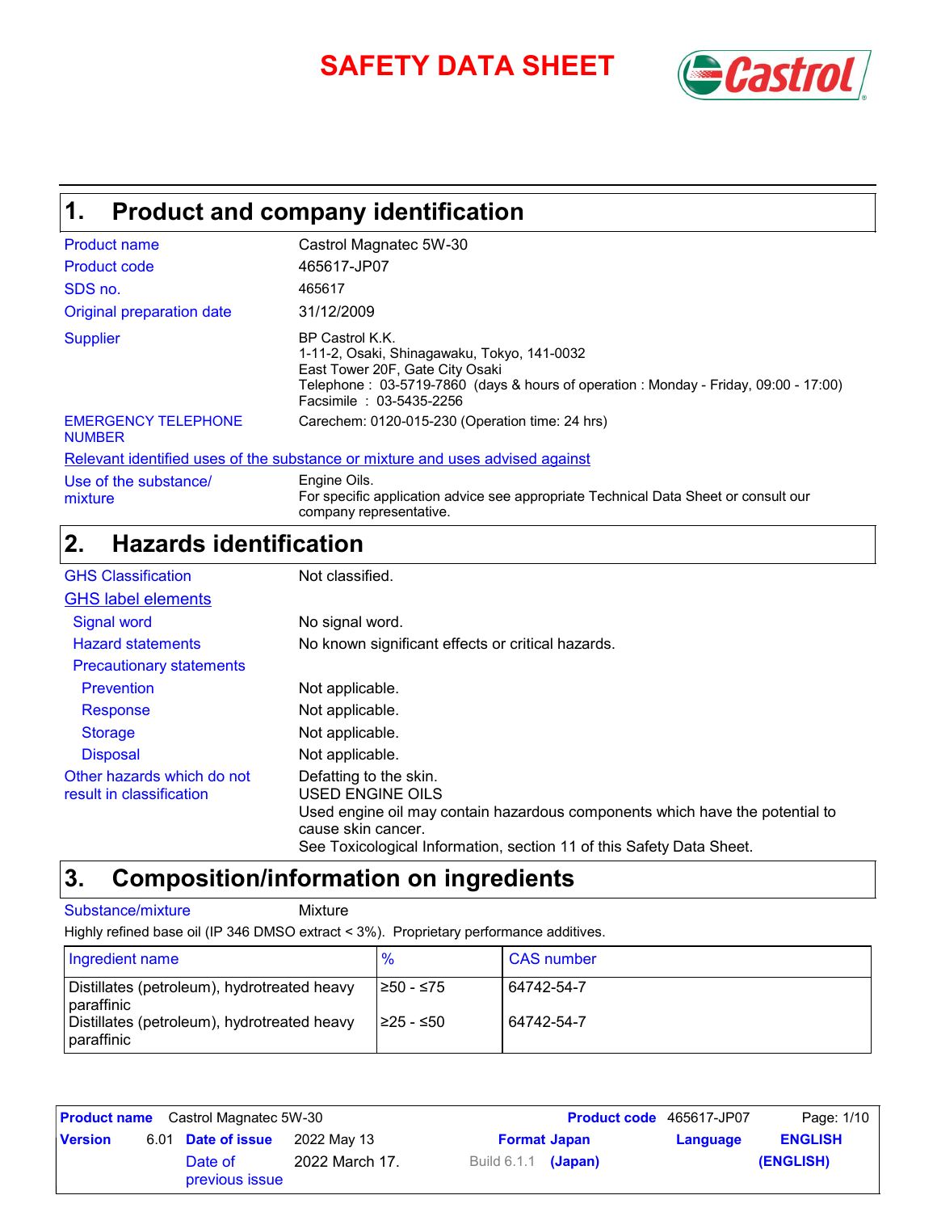# SAFETY DATA SHEET

## 1. Product and company identification

| | |
|---|---|
| Product name | Castrol Magnatec 5W-30 |
| Product code | 465617-JP07 |
| SDS no. | 465617 |
| Original preparation date | 31/12/2009 |
| Supplier | BP Castrol K.K.<br>1-11-2, Osaki, Shinagawaku, Tokyo, 141-0032<br>East Tower 20F, Gate City Osaki<br>Telephone : 03-5719-7860 (days & hours of operation : Monday - Friday, 09:00 - 17:00)<br>Facsimile : 03-5435-2256 |
| EMERGENCY TELEPHONE NUMBER | Carechem: 0120-015-230 (Operation time: 24 hrs) |

**Relevant identified uses of the substance or mixture and uses advised against**

| | |
|---|---|
| Use of the substance/ mixture | Engine Oils.<br>For specific application advice see appropriate Technical Data Sheet or consult our company representative. |

## 2. Hazards identification

| | |
|---|---|
| GHS Classification | Not classified. |

**GHS label elements**

| | |
|---|---|
| Signal word | No signal word. |
| Hazard statements | No known significant effects or critical hazards. |
| Precautionary statements | |
| Prevention | Not applicable. |
| Response | Not applicable. |
| Storage | Not applicable. |
| Disposal | Not applicable. |
| Other hazards which do not result in classification | Defatting to the skin.<br>USED ENGINE OILS<br>Used engine oil may contain hazardous components which have the potential to cause skin cancer.<br>See Toxicological Information, section 11 of this Safety Data Sheet. |

## 3. Composition/information on ingredients

Substance/mixture: Mixture

Highly refined base oil (IP 346 DMSO extract < 3%). Proprietary performance additives.

| Ingredient name | % | CAS number |
|---|---|---|
| Distillates (petroleum), hydrotreated heavy paraffinic | ≥50 - ≤75 | 64742-54-7 |
| Distillates (petroleum), hydrotreated heavy paraffinic | ≥25 - ≤50 | 64742-54-7 |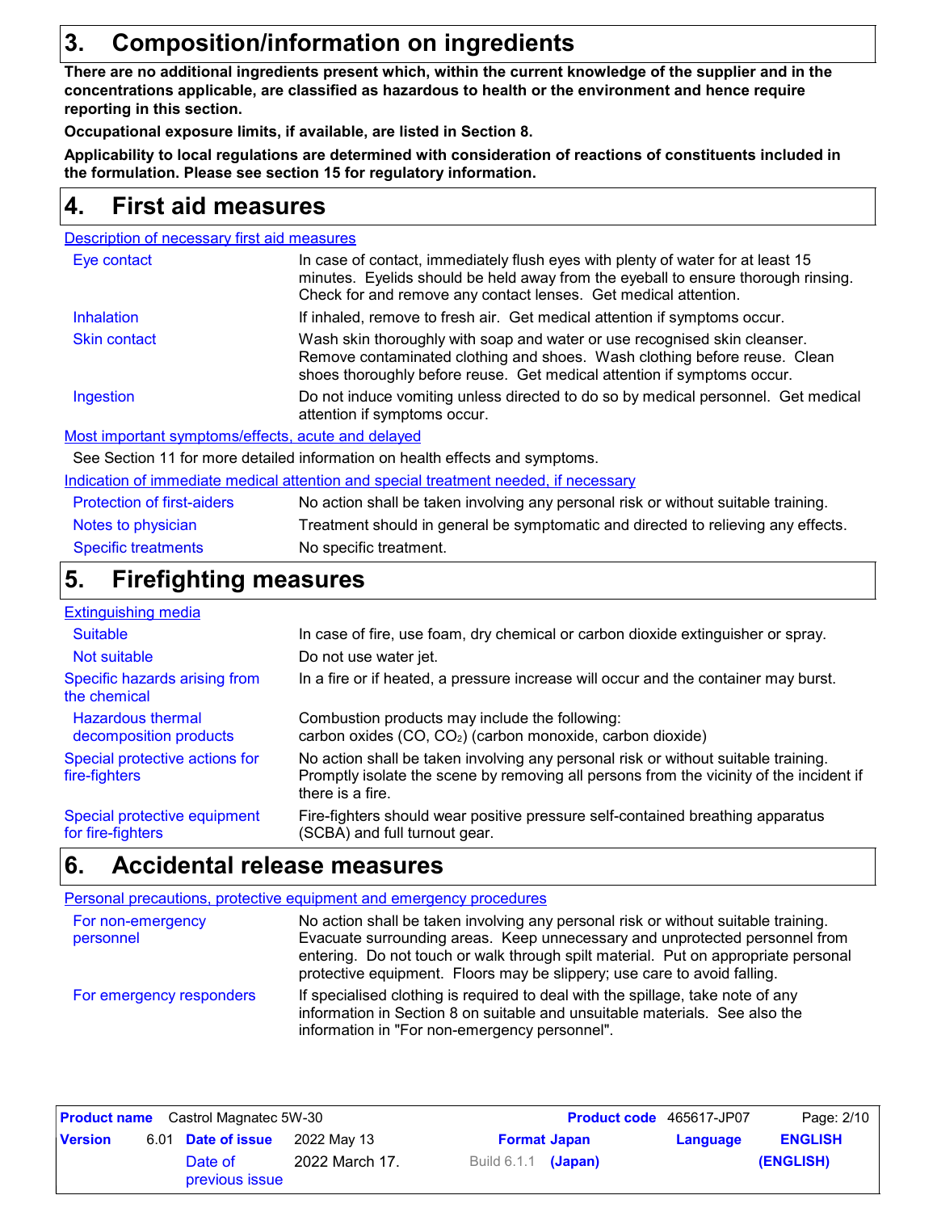## 3. Composition/information on ingredients

**There are no additional ingredients present which, within the current knowledge of the supplier and in the concentrations applicable, are classified as hazardous to health or the environment and hence require reporting in this section.**

**Occupational exposure limits, if available, are listed in Section 8.**

**Applicability to local regulations are determined with consideration of reactions of constituents included in the formulation. Please see section 15 for regulatory information.**

## 4. First aid measures

### Description of necessary first aid measures

| | |
|---|---|
| Eye contact | In case of contact, immediately flush eyes with plenty of water for at least 15 minutes. Eyelids should be held away from the eyeball to ensure thorough rinsing. Check for and remove any contact lenses. Get medical attention. |
| Inhalation | If inhaled, remove to fresh air. Get medical attention if symptoms occur. |
| Skin contact | Wash skin thoroughly with soap and water or use recognised skin cleanser. Remove contaminated clothing and shoes. Wash clothing before reuse. Clean shoes thoroughly before reuse. Get medical attention if symptoms occur. |
| Ingestion | Do not induce vomiting unless directed to do so by medical personnel. Get medical attention if symptoms occur. |

### Most important symptoms/effects, acute and delayed

See Section 11 for more detailed information on health effects and symptoms.

### Indication of immediate medical attention and special treatment needed, if necessary

| | |
|---|---|
| Protection of first-aiders | No action shall be taken involving any personal risk or without suitable training. |
| Notes to physician | Treatment should in general be symptomatic and directed to relieving any effects. |
| Specific treatments | No specific treatment. |

## 5. Firefighting measures

### Extinguishing media

| | |
|---|---|
| Suitable | In case of fire, use foam, dry chemical or carbon dioxide extinguisher or spray. |
| Not suitable | Do not use water jet. |
| Specific hazards arising from the chemical | In a fire or if heated, a pressure increase will occur and the container may burst. |
| Hazardous thermal decomposition products | Combustion products may include the following: carbon oxides (CO, $CO_2$) (carbon monoxide, carbon dioxide) |
| Special protective actions for fire-fighters | No action shall be taken involving any personal risk or without suitable training. Promptly isolate the scene by removing all persons from the vicinity of the incident if there is a fire. |
| Special protective equipment for fire-fighters | Fire-fighters should wear positive pressure self-contained breathing apparatus (SCBA) and full turnout gear. |

## 6. Accidental release measures

### Personal precautions, protective equipment and emergency procedures

| | |
|---|---|
| For non-emergency personnel | No action shall be taken involving any personal risk or without suitable training. Evacuate surrounding areas. Keep unnecessary and unprotected personnel from entering. Do not touch or walk through spilt material. Put on appropriate personal protective equipment. Floors may be slippery; use care to avoid falling. |
| For emergency responders | If specialised clothing is required to deal with the spillage, take note of any information in Section 8 on suitable and unsuitable materials. See also the information in "For non-emergency personnel". |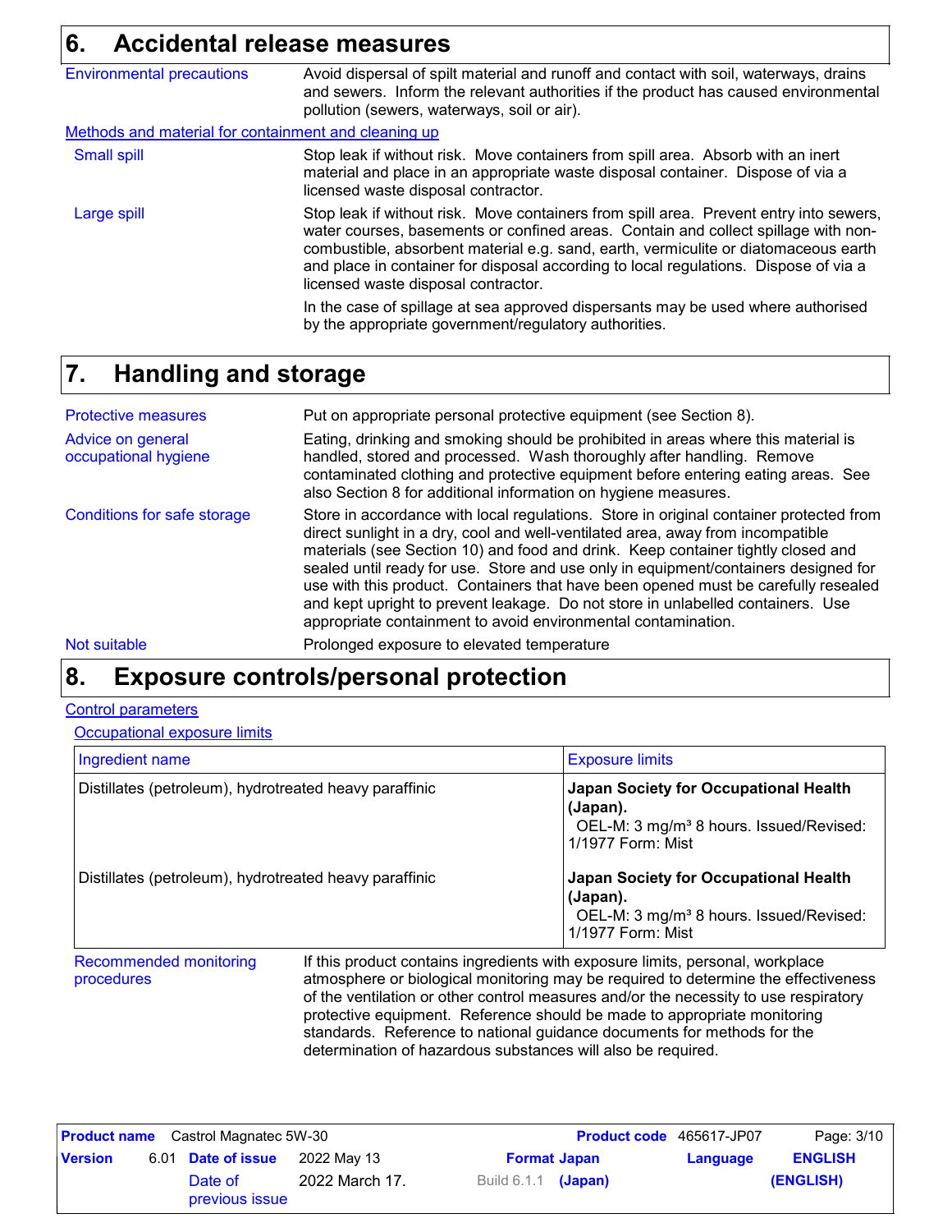## 6. Accidental release measures

**Environmental precautions**

Avoid dispersal of spilt material and runoff and contact with soil, waterways, drains and sewers. Inform the relevant authorities if the product has caused environmental pollution (sewers, waterways, soil or air).

**Methods and material for containment and cleaning up**

**Small spill**

Stop leak if without risk. Move containers from spill area. Absorb with an inert material and place in an appropriate waste disposal container. Dispose of via a licensed waste disposal contractor.

**Large spill**

Stop leak if without risk. Move containers from spill area. Prevent entry into sewers, water courses, basements or confined areas. Contain and collect spillage with non-combustible, absorbent material e.g. sand, earth, vermiculite or diatomaceous earth and place in container for disposal according to local regulations. Dispose of via a licensed waste disposal contractor.

In the case of spillage at sea approved dispersants may be used where authorised by the appropriate government/regulatory authorities.

## 7. Handling and storage

**Protective measures**

Put on appropriate personal protective equipment (see Section 8).

**Advice on general occupational hygiene**

Eating, drinking and smoking should be prohibited in areas where this material is handled, stored and processed. Wash thoroughly after handling. Remove contaminated clothing and protective equipment before entering eating areas. See also Section 8 for additional information on hygiene measures.

**Conditions for safe storage**

Store in accordance with local regulations. Store in original container protected from direct sunlight in a dry, cool and well-ventilated area, away from incompatible materials (see Section 10) and food and drink. Keep container tightly closed and sealed until ready for use. Store and use only in equipment/containers designed for use with this product. Containers that have been opened must be carefully resealed and kept upright to prevent leakage. Do not store in unlabelled containers. Use appropriate containment to avoid environmental contamination.

**Not suitable**

Prolonged exposure to elevated temperature

## 8. Exposure controls/personal protection

**Control parameters**

**Occupational exposure limits**

| Ingredient name | Exposure limits |
|---|---|
| Distillates (petroleum), hydrotreated heavy paraffinic | **Japan Society for Occupational Health (Japan).** OEL-M: 3 mg/m³ 8 hours. Issued/Revised: 1/1977 Form: Mist |
| Distillates (petroleum), hydrotreated heavy paraffinic | **Japan Society for Occupational Health (Japan).** OEL-M: 3 mg/m³ 8 hours. Issued/Revised: 1/1977 Form: Mist |

**Recommended monitoring procedures**

If this product contains ingredients with exposure limits, personal, workplace atmosphere or biological monitoring may be required to determine the effectiveness of the ventilation or other control measures and/or the necessity to use respiratory protective equipment. Reference should be made to appropriate monitoring standards. Reference to national guidance documents for methods for the determination of hazardous substances will also be required.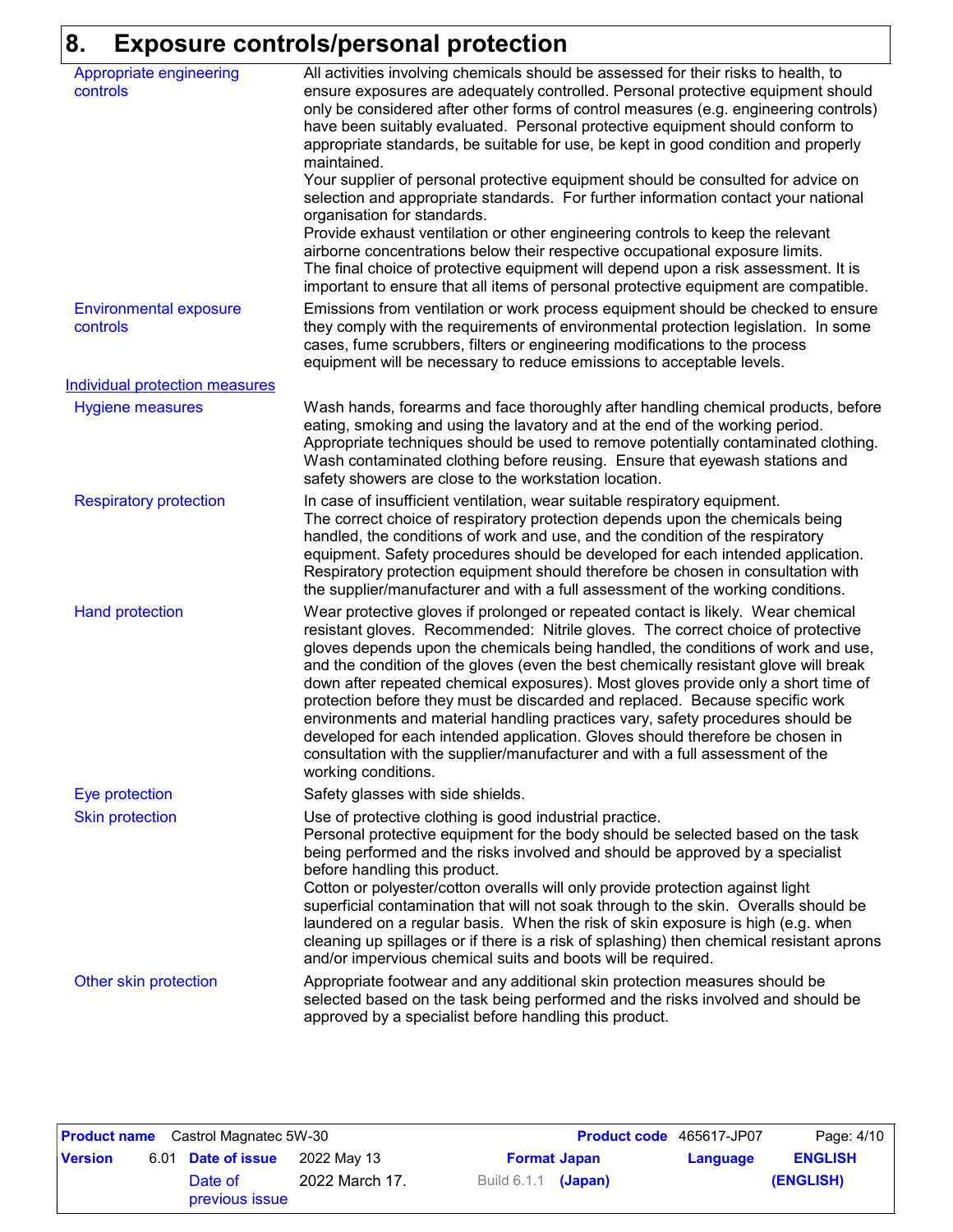# 8. Exposure controls/personal protection

**Appropriate engineering controls**

All activities involving chemicals should be assessed for their risks to health, to ensure exposures are adequately controlled. Personal protective equipment should only be considered after other forms of control measures (e.g. engineering controls) have been suitably evaluated. Personal protective equipment should conform to appropriate standards, be suitable for use, be kept in good condition and properly maintained.
Your supplier of personal protective equipment should be consulted for advice on selection and appropriate standards. For further information contact your national organisation for standards.
Provide exhaust ventilation or other engineering controls to keep the relevant airborne concentrations below their respective occupational exposure limits.
The final choice of protective equipment will depend upon a risk assessment. It is important to ensure that all items of personal protective equipment are compatible.

**Environmental exposure controls**

Emissions from ventilation or work process equipment should be checked to ensure they comply with the requirements of environmental protection legislation. In some cases, fume scrubbers, filters or engineering modifications to the process equipment will be necessary to reduce emissions to acceptable levels.

## Individual protection measures

**Hygiene measures**

Wash hands, forearms and face thoroughly after handling chemical products, before eating, smoking and using the lavatory and at the end of the working period. Appropriate techniques should be used to remove potentially contaminated clothing. Wash contaminated clothing before reusing. Ensure that eyewash stations and safety showers are close to the workstation location.

**Respiratory protection**

In case of insufficient ventilation, wear suitable respiratory equipment.
The correct choice of respiratory protection depends upon the chemicals being handled, the conditions of work and use, and the condition of the respiratory equipment. Safety procedures should be developed for each intended application. Respiratory protection equipment should therefore be chosen in consultation with the supplier/manufacturer and with a full assessment of the working conditions.

**Hand protection**

Wear protective gloves if prolonged or repeated contact is likely. Wear chemical resistant gloves. Recommended: Nitrile gloves. The correct choice of protective gloves depends upon the chemicals being handled, the conditions of work and use, and the condition of the gloves (even the best chemically resistant glove will break down after repeated chemical exposures). Most gloves provide only a short time of protection before they must be discarded and replaced. Because specific work environments and material handling practices vary, safety procedures should be developed for each intended application. Gloves should therefore be chosen in consultation with the supplier/manufacturer and with a full assessment of the working conditions.

**Eye protection**

Safety glasses with side shields.

**Skin protection**

Use of protective clothing is good industrial practice.
Personal protective equipment for the body should be selected based on the task being performed and the risks involved and should be approved by a specialist before handling this product.
Cotton or polyester/cotton overalls will only provide protection against light superficial contamination that will not soak through to the skin. Overalls should be laundered on a regular basis. When the risk of skin exposure is high (e.g. when cleaning up spillages or if there is a risk of splashing) then chemical resistant aprons and/or impervious chemical suits and boots will be required.

**Other skin protection**

Appropriate footwear and any additional skin protection measures should be selected based on the task being performed and the risks involved and should be approved by a specialist before handling this product.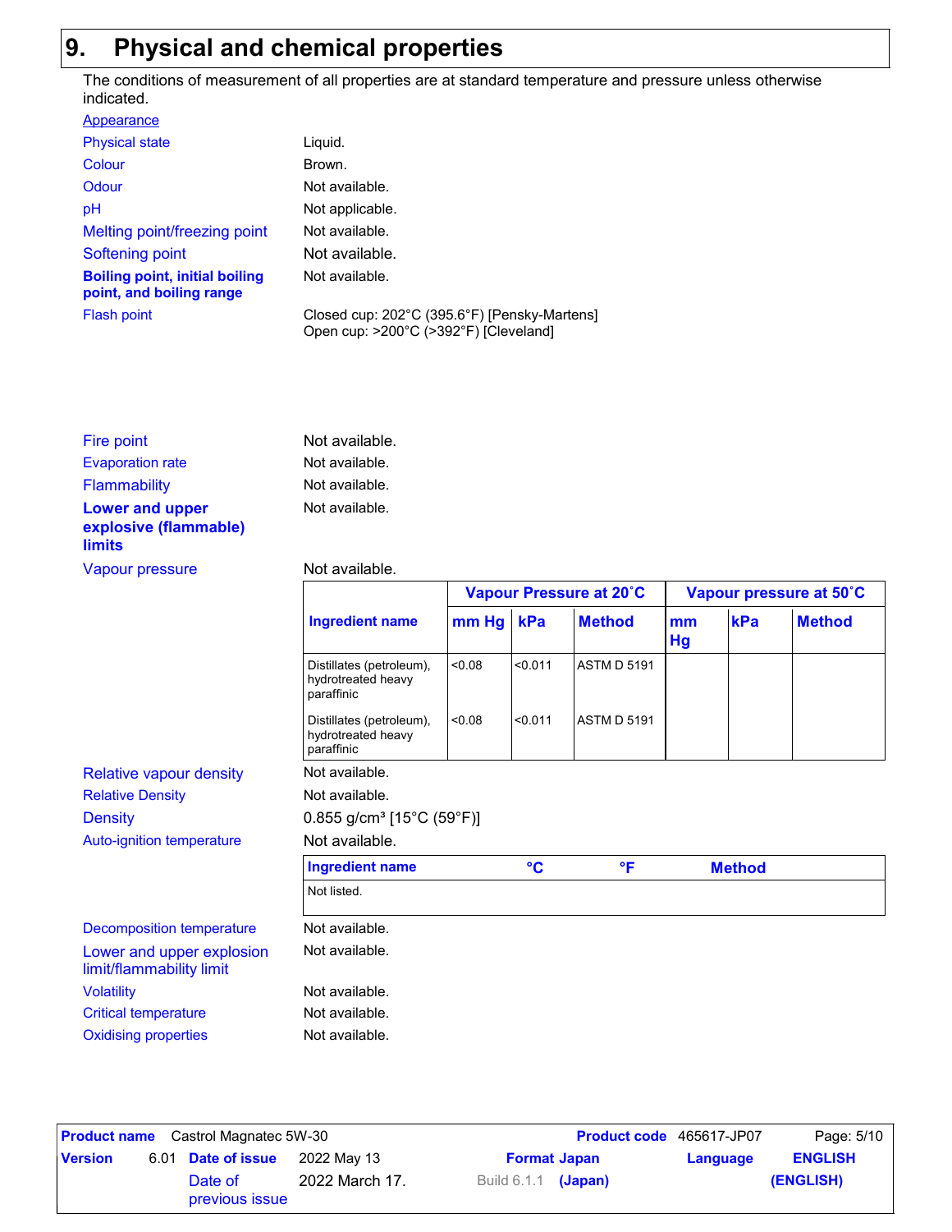## 9. Physical and chemical properties

The conditions of measurement of all properties are at standard temperature and pressure unless otherwise indicated.

**Appearance**

| Property | Value |
|---|---|
| Physical state | Liquid. |
| Colour | Brown. |
| Odour | Not available. |
| pH | Not applicable. |
| Melting point/freezing point | Not available. |
| Softening point | Not available. |
| **Boiling point, initial boiling point, and boiling range** | Not available. |
| Flash point | Closed cup: 202°C (395.6°F) [Pensky-Martens]<br>Open cup: >200°C (>392°F) [Cleveland] |
| Fire point | Not available. |
| Evaporation rate | Not available. |
| Flammability | Not available. |
| **Lower and upper explosive (flammable) limits** | Not available. |
| Vapour pressure | Not available. |

| Ingredient name | Vapour Pressure at 20˚C | | | Vapour pressure at 50˚C | | |
|---|---|---|---|---|---|---|
| | mm Hg | kPa | Method | mm Hg | kPa | Method |
| Distillates (petroleum), hydrotreated heavy paraffinic | <0.08 | <0.011 | ASTM D 5191 | | | |
| Distillates (petroleum), hydrotreated heavy paraffinic | <0.08 | <0.011 | ASTM D 5191 | | | |

| Property | Value |
|---|---|
| Relative vapour density | Not available. |
| Relative Density | Not available. |
| Density | 0.855 g/cm³ [15°C (59°F)] |
| Auto-ignition temperature | Not available. |

| Ingredient name | °C | °F | Method |
|---|---|---|---|
| Not listed. | | | |

| Property | Value |
|---|---|
| Decomposition temperature | Not available. |
| Lower and upper explosion limit/flammability limit | Not available. |
| Volatility | Not available. |
| Critical temperature | Not available. |
| Oxidising properties | Not available. |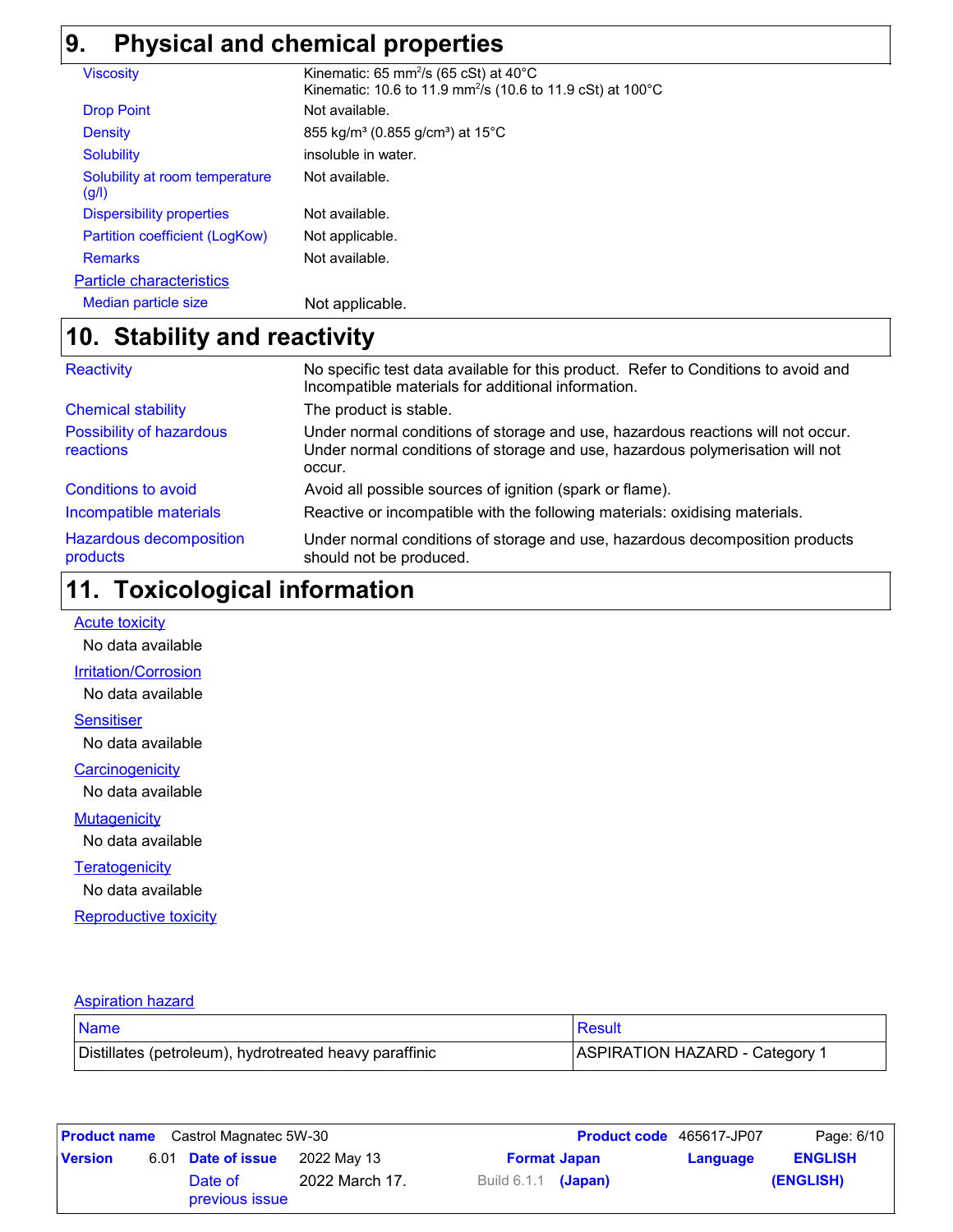## 9. Physical and chemical properties

| | |
|---|---|
| Viscosity | Kinematic: 65 mm$^2$/s (65 cSt) at 40°C<br>Kinematic: 10.6 to 11.9 mm$^2$/s (10.6 to 11.9 cSt) at 100°C |
| Drop Point | Not available. |
| Density | 855 kg/m³ (0.855 g/cm³) at 15°C |
| Solubility | insoluble in water. |
| Solubility at room temperature (g/l) | Not available. |
| Dispersibility properties | Not available. |
| Partition coefficient (LogKow) | Not applicable. |
| Remarks | Not available. |

**Particle characteristics**

| | |
|---|---|
| Median particle size | Not applicable. |

## 10. Stability and reactivity

| | |
|---|---|
| Reactivity | No specific test data available for this product. Refer to Conditions to avoid and Incompatible materials for additional information. |
| Chemical stability | The product is stable. |
| Possibility of hazardous reactions | Under normal conditions of storage and use, hazardous reactions will not occur.<br>Under normal conditions of storage and use, hazardous polymerisation will not occur. |
| Conditions to avoid | Avoid all possible sources of ignition (spark or flame). |
| Incompatible materials | Reactive or incompatible with the following materials: oxidising materials. |
| Hazardous decomposition products | Under normal conditions of storage and use, hazardous decomposition products should not be produced. |

## 11. Toxicological information

**Acute toxicity**

No data available

**Irritation/Corrosion**

No data available

**Sensitiser**

No data available

**Carcinogenicity**

No data available

**Mutagenicity**

No data available

**Teratogenicity**

No data available

**Reproductive toxicity**

**Aspiration hazard**

| Name | Result |
|---|---|
| Distillates (petroleum), hydrotreated heavy paraffinic | ASPIRATION HAZARD - Category 1 |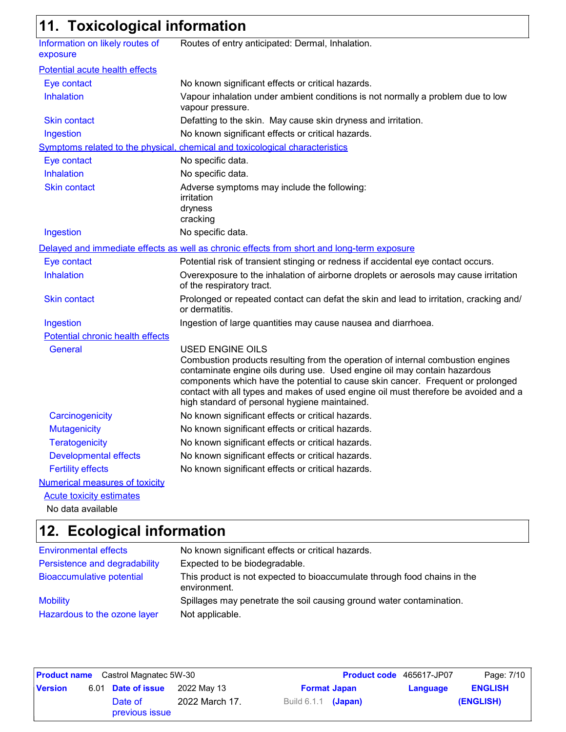## 11. Toxicological information

| | |
|---|---|
| Information on likely routes of exposure | Routes of entry anticipated: Dermal, Inhalation. |

**Potential acute health effects**

| | |
|---|---|
| Eye contact | No known significant effects or critical hazards. |
| Inhalation | Vapour inhalation under ambient conditions is not normally a problem due to low vapour pressure. |
| Skin contact | Defatting to the skin. May cause skin dryness and irritation. |
| Ingestion | No known significant effects or critical hazards. |

**Symptoms related to the physical, chemical and toxicological characteristics**

| | |
|---|---|
| Eye contact | No specific data. |
| Inhalation | No specific data. |
| Skin contact | Adverse symptoms may include the following:<br>irritation<br>dryness<br>cracking |
| Ingestion | No specific data. |

**Delayed and immediate effects as well as chronic effects from short and long-term exposure**

| | |
|---|---|
| Eye contact | Potential risk of transient stinging or redness if accidental eye contact occurs. |
| Inhalation | Overexposure to the inhalation of airborne droplets or aerosols may cause irritation of the respiratory tract. |
| Skin contact | Prolonged or repeated contact can defat the skin and lead to irritation, cracking and/or dermatitis. |
| Ingestion | Ingestion of large quantities may cause nausea and diarrhoea. |

**Potential chronic health effects**

| | |
|---|---|
| General | USED ENGINE OILS<br>Combustion products resulting from the operation of internal combustion engines contaminate engine oils during use. Used engine oil may contain hazardous components which have the potential to cause skin cancer. Frequent or prolonged contact with all types and makes of used engine oil must therefore be avoided and a high standard of personal hygiene maintained. |
| Carcinogenicity | No known significant effects or critical hazards. |
| Mutagenicity | No known significant effects or critical hazards. |
| Teratogenicity | No known significant effects or critical hazards. |
| Developmental effects | No known significant effects or critical hazards. |
| Fertility effects | No known significant effects or critical hazards. |

**Numerical measures of toxicity**

**Acute toxicity estimates**

No data available

## 12. Ecological information

| | |
|---|---|
| Environmental effects | No known significant effects or critical hazards. |
| Persistence and degradability | Expected to be biodegradable. |
| Bioaccumulative potential | This product is not expected to bioaccumulate through food chains in the environment. |
| Mobility | Spillages may penetrate the soil causing ground water contamination. |
| Hazardous to the ozone layer | Not applicable. |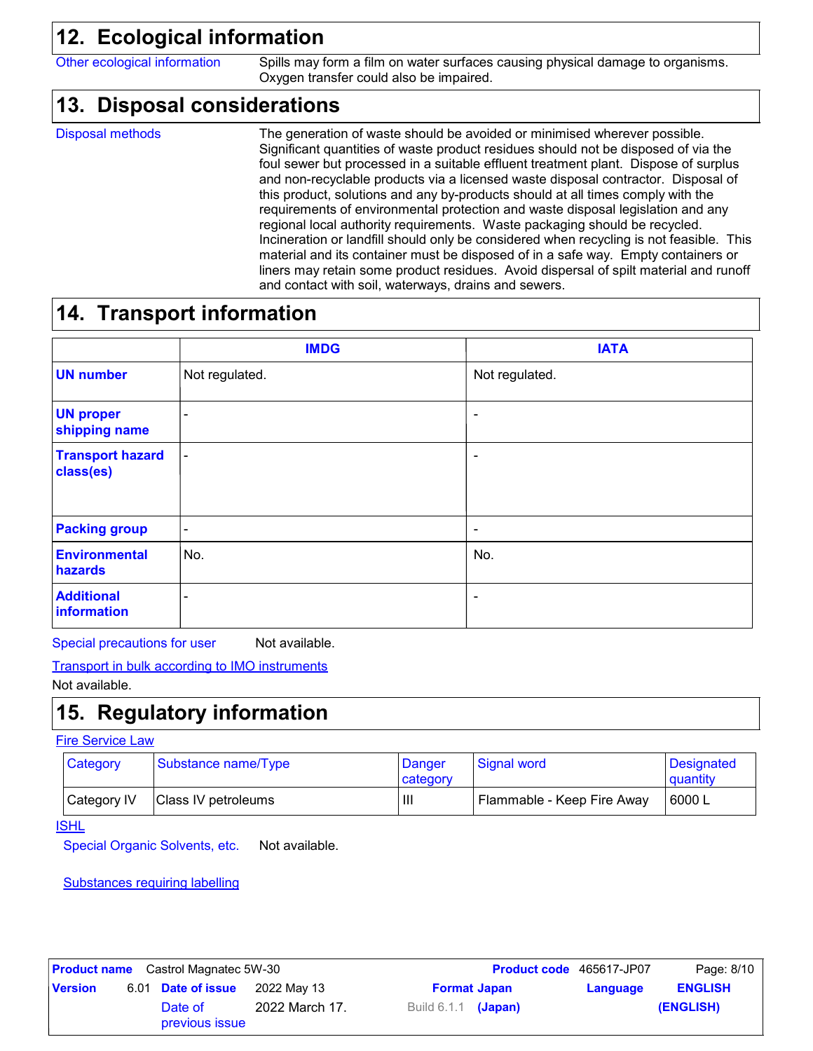## 12. Ecological information

**Other ecological information** Spills may form a film on water surfaces causing physical damage to organisms. Oxygen transfer could also be impaired.

## 13. Disposal considerations

**Disposal methods** The generation of waste should be avoided or minimised wherever possible. Significant quantities of waste product residues should not be disposed of via the foul sewer but processed in a suitable effluent treatment plant. Dispose of surplus and non-recyclable products via a licensed waste disposal contractor. Disposal of this product, solutions and any by-products should at all times comply with the requirements of environmental protection and waste disposal legislation and any regional local authority requirements. Waste packaging should be recycled. Incineration or landfill should only be considered when recycling is not feasible. This material and its container must be disposed of in a safe way. Empty containers or liners may retain some product residues. Avoid dispersal of spilt material and runoff and contact with soil, waterways, drains and sewers.

## 14. Transport information

| | IMDG | IATA |
|---|---|---|
| **UN number** | Not regulated. | Not regulated. |
| **UN proper shipping name** | - | - |
| **Transport hazard class(es)** | - | - |
| **Packing group** | - | - |
| **Environmental hazards** | No. | No. |
| **Additional information** | - | - |

**Special precautions for user** Not available.

**Transport in bulk according to IMO instruments**

Not available.

## 15. Regulatory information

**Fire Service Law**

| Category | Substance name/Type | Danger category | Signal word | Designated quantity |
|---|---|---|---|---|
| Category IV | Class IV petroleums | III | Flammable - Keep Fire Away | 6000 L |

**ISHL**

**Special Organic Solvents, etc.** Not available.

**Substances requiring labelling**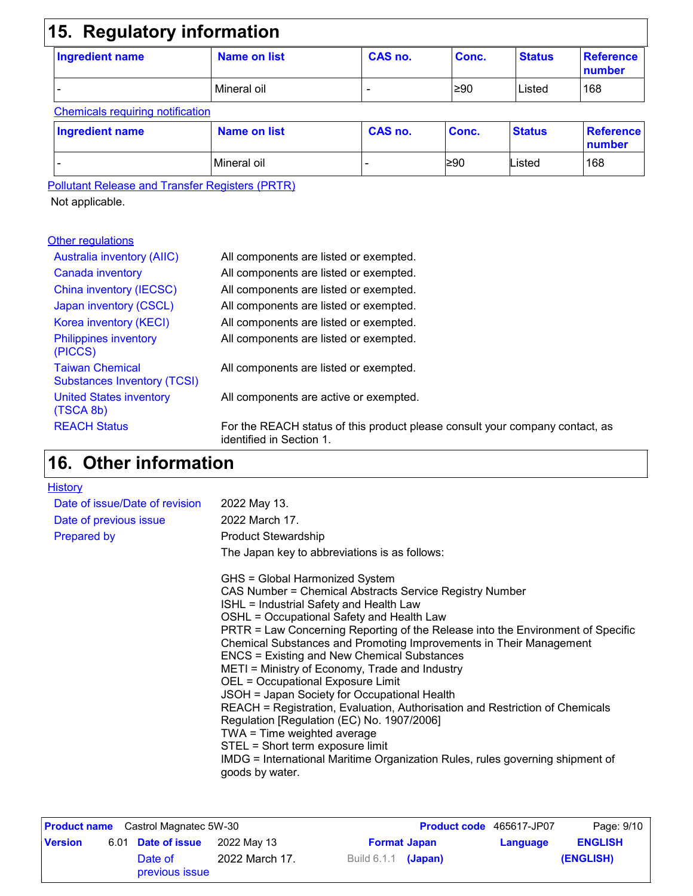## 15. Regulatory information

| Ingredient name | Name on list | CAS no. | Conc. | Status | Reference number |
|---|---|---|---|---|---|
| - | Mineral oil | - | ≥90 | Listed | 168 |

**Chemicals requiring notification**

| Ingredient name | Name on list | CAS no. | Conc. | Status | Reference number |
|---|---|---|---|---|---|
| - | Mineral oil | - | ≥90 | Listed | 168 |

**Pollutant Release and Transfer Registers (PRTR)**

Not applicable.

**Other regulations**

| | |
|---|---|
| Australia inventory (AIIC) | All components are listed or exempted. |
| Canada inventory | All components are listed or exempted. |
| China inventory (IECSC) | All components are listed or exempted. |
| Japan inventory (CSCL) | All components are listed or exempted. |
| Korea inventory (KECI) | All components are listed or exempted. |
| Philippines inventory (PICCS) | All components are listed or exempted. |
| Taiwan Chemical Substances Inventory (TCSI) | All components are listed or exempted. |
| United States inventory (TSCA 8b) | All components are active or exempted. |
| REACH Status | For the REACH status of this product please consult your company contact, as identified in Section 1. |

## 16. Other information

**History**

| | |
|---|---|
| Date of issue/Date of revision | 2022 May 13. |
| Date of previous issue | 2022 March 17. |
| Prepared by | Product Stewardship |

The Japan key to abbreviations is as follows:

GHS = Global Harmonized System
CAS Number = Chemical Abstracts Service Registry Number
ISHL = Industrial Safety and Health Law
OSHL = Occupational Safety and Health Law
PRTR = Law Concerning Reporting of the Release into the Environment of Specific Chemical Substances and Promoting Improvements in Their Management
ENCS = Existing and New Chemical Substances
METI = Ministry of Economy, Trade and Industry
OEL = Occupational Exposure Limit
JSOH = Japan Society for Occupational Health
REACH = Registration, Evaluation, Authorisation and Restriction of Chemicals Regulation [Regulation (EC) No. 1907/2006]
TWA = Time weighted average
STEL = Short term exposure limit
IMDG = International Maritime Organization Rules, rules governing shipment of goods by water.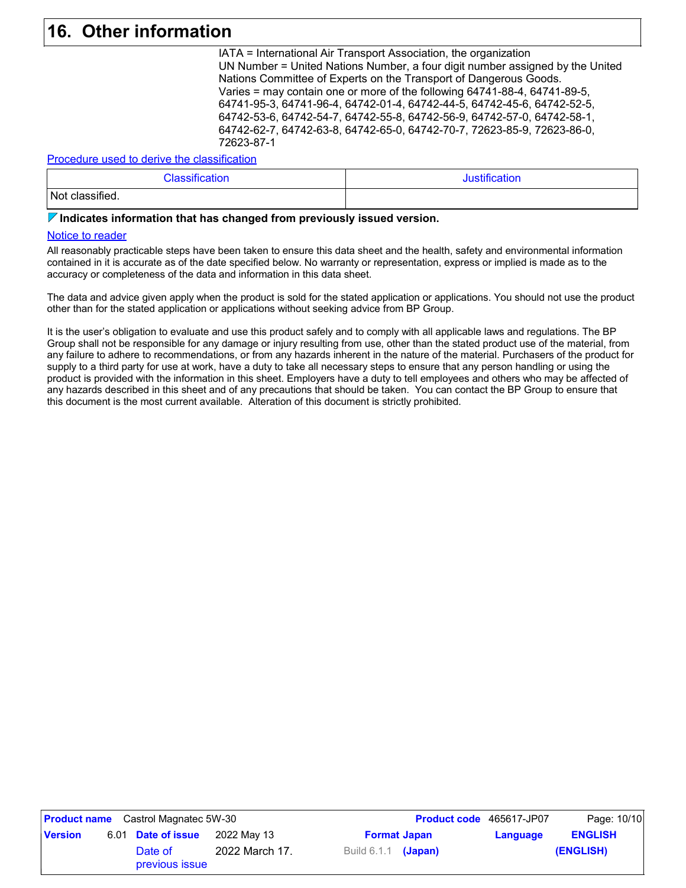# 16. Other information

IATA = International Air Transport Association, the organization
UN Number = United Nations Number, a four digit number assigned by the United Nations Committee of Experts on the Transport of Dangerous Goods.
Varies = may contain one or more of the following 64741-88-4, 64741-89-5, 64741-95-3, 64741-96-4, 64742-01-4, 64742-44-5, 64742-45-6, 64742-52-5, 64742-53-6, 64742-54-7, 64742-55-8, 64742-56-9, 64742-57-0, 64742-58-1, 64742-62-7, 64742-63-8, 64742-65-0, 64742-70-7, 72623-85-9, 72623-86-0, 72623-87-1

Procedure used to derive the classification

| Classification | Justification |
|---|---|
| Not classified. | |

**Indicates information that has changed from previously issued version.**

Notice to reader

All reasonably practicable steps have been taken to ensure this data sheet and the health, safety and environmental information contained in it is accurate as of the date specified below. No warranty or representation, express or implied is made as to the accuracy or completeness of the data and information in this data sheet.

The data and advice given apply when the product is sold for the stated application or applications. You should not use the product other than for the stated application or applications without seeking advice from BP Group.

It is the user's obligation to evaluate and use this product safely and to comply with all applicable laws and regulations. The BP Group shall not be responsible for any damage or injury resulting from use, other than the stated product use of the material, from any failure to adhere to recommendations, or from any hazards inherent in the nature of the material. Purchasers of the product for supply to a third party for use at work, have a duty to take all necessary steps to ensure that any person handling or using the product is provided with the information in this sheet. Employers have a duty to tell employees and others who may be affected of any hazards described in this sheet and of any precautions that should be taken. You can contact the BP Group to ensure that this document is the most current available. Alteration of this document is strictly prohibited.